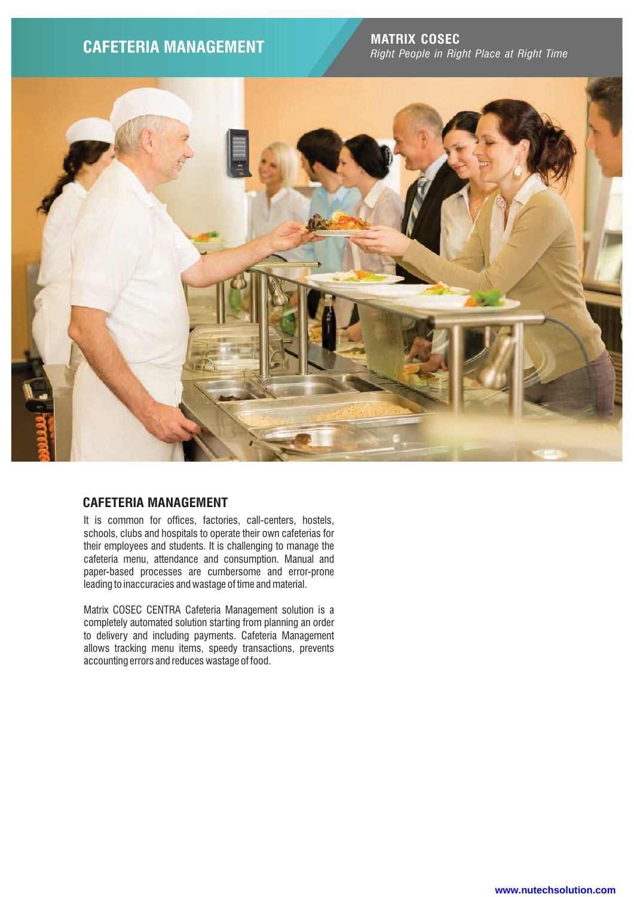# CAFETERIA MANAGEMENT

**MATRIX COSEC**
*Right People in Right Place at Right Time*

## CAFETERIA MANAGEMENT

It is common for offices, factories, call-centers, hostels, schools, clubs and hospitals to operate their own cafeterias for their employees and students. It is challenging to manage the cafeteria menu, attendance and consumption. Manual and paper-based processes are cumbersome and error-prone leading to inaccuracies and wastage of time and material.

Matrix COSEC CENTRA Cafeteria Management solution is a completely automated solution starting from planning an order to delivery and including payments. Cafeteria Management allows tracking menu items, speedy transactions, prevents accounting errors and reduces wastage of food.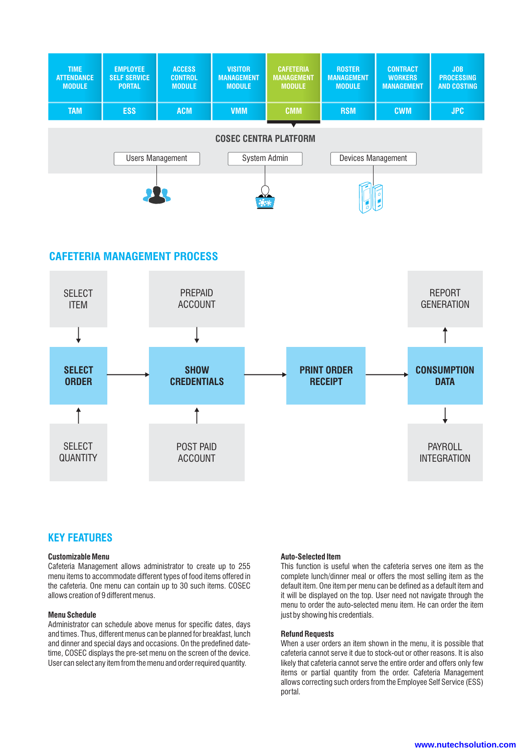| TIME ATTENDANCE MODULE | EMPLOYEE SELF SERVICE PORTAL | ACCESS CONTROL MODULE | VISITOR MANAGEMENT MODULE | CAFETERIA MANAGEMENT MODULE | ROSTER MANAGEMENT MODULE | CONTRACT WORKERS MANAGEMENT | JOB PROCESSING AND COSTING |
|---|---|---|---|---|---|---|---|
| TAM | ESS | ACM | VMM | CMM | RSM | CWM | JPC |

**COSEC CENTRA PLATFORM**

Users Management | System Admin | Devices Management

## CAFETERIA MANAGEMENT PROCESS

SELECT ITEM → SELECT ORDER ← SELECT QUANTITY

PREPAID ACCOUNT → SHOW CREDENTIALS ← POST PAID ACCOUNT

SELECT ORDER → SHOW CREDENTIALS → PRINT ORDER RECEIPT → CONSUMPTION DATA

CONSUMPTION DATA → REPORT GENERATION

CONSUMPTION DATA → PAYROLL INTEGRATION

## KEY FEATURES

**Customizable Menu**
Cafeteria Management allows administrator to create up to 255 menu items to accommodate different types of food items offered in the cafeteria. One menu can contain up to 30 such items. COSEC allows creation of 9 different menus.

**Menu Schedule**
Administrator can schedule above menus for specific dates, days and times. Thus, different menus can be planned for breakfast, lunch and dinner and special days and occasions. On the predefined date-time, COSEC displays the pre-set menu on the screen of the device. User can select any item from the menu and order required quantity.

**Auto-Selected Item**
This function is useful when the cafeteria serves one item as the complete lunch/dinner meal or offers the most selling item as the default item. One item per menu can be defined as a default item and it will be displayed on the top. User need not navigate through the menu to order the auto-selected menu item. He can order the item just by showing his credentials.

**Refund Requests**
When a user orders an item shown in the menu, it is possible that cafeteria cannot serve it due to stock-out or other reasons. It is also likely that cafeteria cannot serve the entire order and offers only few items or partial quantity from the order. Cafeteria Management allows correcting such orders from the Employee Self Service (ESS) portal.

www.nutechsolution.com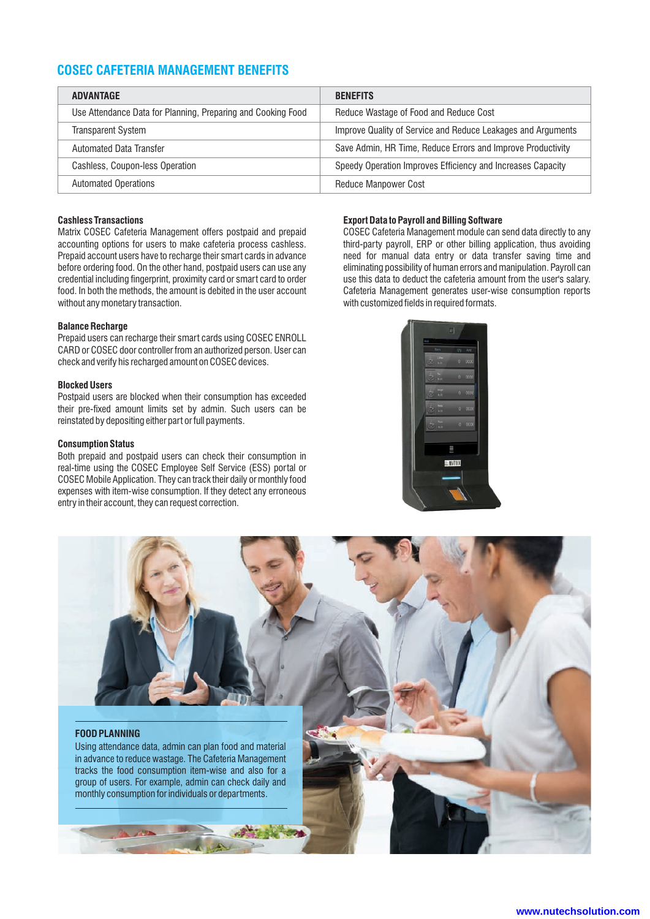## COSEC CAFETERIA MANAGEMENT BENEFITS

| ADVANTAGE | BENEFITS |
|---|---|
| Use Attendance Data for Planning, Preparing and Cooking Food | Reduce Wastage of Food and Reduce Cost |
| Transparent System | Improve Quality of Service and Reduce Leakages and Arguments |
| Automated Data Transfer | Save Admin, HR Time, Reduce Errors and Improve Productivity |
| Cashless, Coupon-less Operation | Speedy Operation Improves Efficiency and Increases Capacity |
| Automated Operations | Reduce Manpower Cost |

### Cashless Transactions

Matrix COSEC Cafeteria Management offers postpaid and prepaid accounting options for users to make cafeteria process cashless. Prepaid account users have to recharge their smart cards in advance before ordering food. On the other hand, postpaid users can use any credential including fingerprint, proximity card or smart card to order food. In both the methods, the amount is debited in the user account without any monetary transaction.

### Balance Recharge

Prepaid users can recharge their smart cards using COSEC ENROLL CARD or COSEC door controller from an authorized person. User can check and verify his recharged amount on COSEC devices.

### Blocked Users

Postpaid users are blocked when their consumption has exceeded their pre-fixed amount limits set by admin. Such users can be reinstated by depositing either part or full payments.

### Consumption Status

Both prepaid and postpaid users can check their consumption in real-time using the COSEC Employee Self Service (ESS) portal or COSEC Mobile Application. They can track their daily or monthly food expenses with item-wise consumption. If they detect any erroneous entry in their account, they can request correction.

### Export Data to Payroll and Billing Software

COSEC Cafeteria Management module can send data directly to any third-party payroll, ERP or other billing application, thus avoiding need for manual data entry or data transfer saving time and eliminating possibility of human errors and manipulation. Payroll can use this data to deduct the cafeteria amount from the user's salary. Cafeteria Management generates user-wise consumption reports with customized fields in required formats.

### FOOD PLANNING

Using attendance data, admin can plan food and material in advance to reduce wastage. The Cafeteria Management tracks the food consumption item-wise and also for a group of users. For example, admin can check daily and monthly consumption for individuals or departments.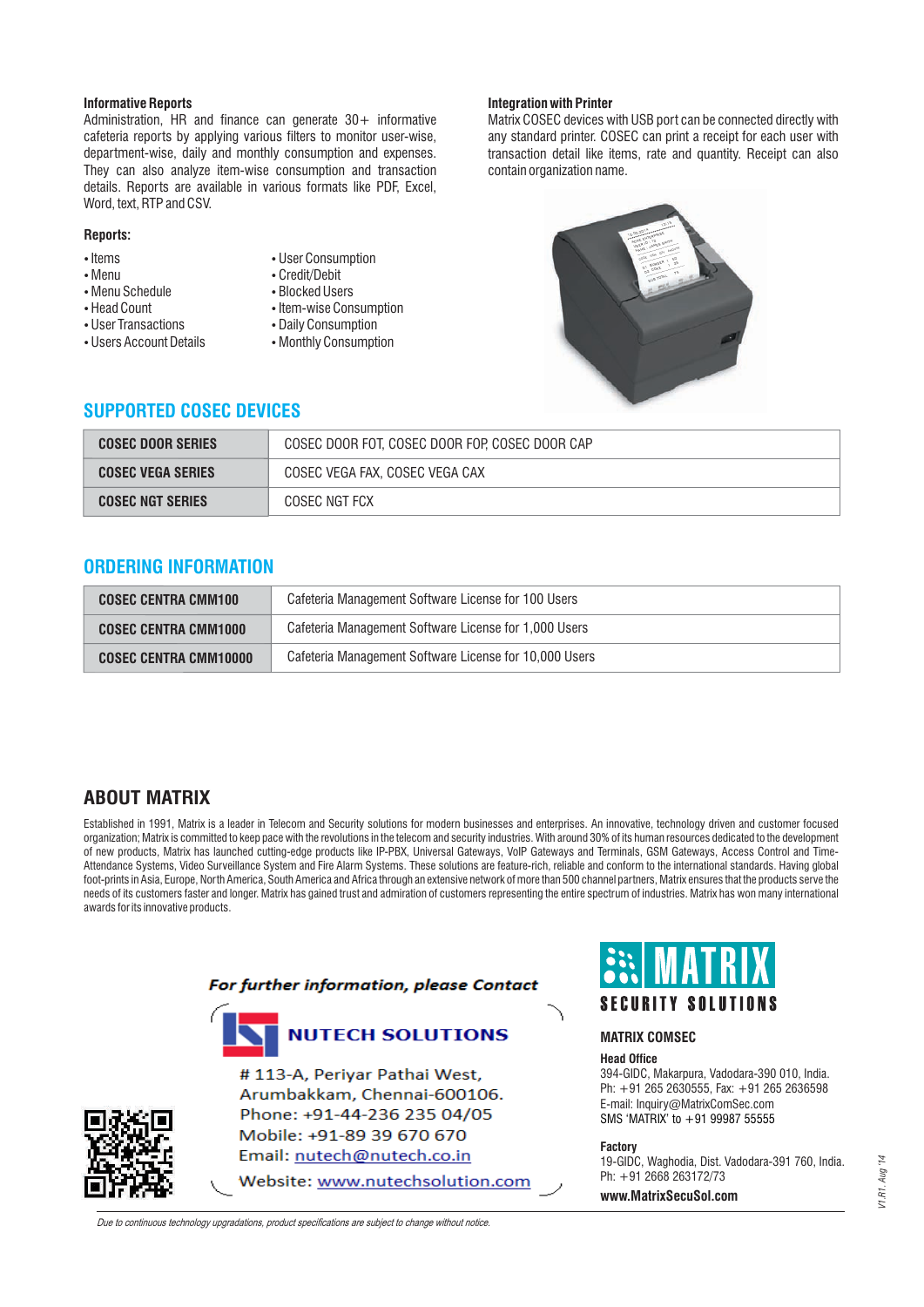**Informative Reports**

Administration, HR and finance can generate 30+ informative cafeteria reports by applying various filters to monitor user-wise, department-wise, daily and monthly consumption and expenses. They can also analyze item-wise consumption and transaction details. Reports are available in various formats like PDF, Excel, Word, text, RTP and CSV.

**Reports:**

- Items
- Menu
- Menu Schedule
- Head Count
- User Transactions
- Users Account Details
- User Consumption
- Credit/Debit
- Blocked Users
- Item-wise Consumption
- Daily Consumption
- Monthly Consumption

**Integration with Printer**

Matrix COSEC devices with USB port can be connected directly with any standard printer. COSEC can print a receipt for each user with transaction detail like items, rate and quantity. Receipt can also contain organization name.

## SUPPORTED COSEC DEVICES

| | |
|---|---|
| **COSEC DOOR SERIES** | COSEC DOOR FOT, COSEC DOOR FOP, COSEC DOOR CAP |
| **COSEC VEGA SERIES** | COSEC VEGA FAX, COSEC VEGA CAX |
| **COSEC NGT SERIES** | COSEC NGT FCX |

## ORDERING INFORMATION

| | |
|---|---|
| **COSEC CENTRA CMM100** | Cafeteria Management Software License for 100 Users |
| **COSEC CENTRA CMM1000** | Cafeteria Management Software License for 1,000 Users |
| **COSEC CENTRA CMM10000** | Cafeteria Management Software License for 10,000 Users |

## ABOUT MATRIX

Established in 1991, Matrix is a leader in Telecom and Security solutions for modern businesses and enterprises. An innovative, technology driven and customer focused organization; Matrix is committed to keep pace with the revolutions in the telecom and security industries. With around 30% of its human resources dedicated to the development of new products, Matrix has launched cutting-edge products like IP-PBX, Universal Gateways, VoIP Gateways and Terminals, GSM Gateways, Access Control and Time-Attendance Systems, Video Surveillance System and Fire Alarm Systems. These solutions are feature-rich, reliable and conform to the international standards. Having global foot-prints in Asia, Europe, North America, South America and Africa through an extensive network of more than 500 channel partners, Matrix ensures that the products serve the needs of its customers faster and longer. Matrix has gained trust and admiration of customers representing the entire spectrum of industries. Matrix has won many international awards for its innovative products.

*For further information, please Contact*

**NUTECH SOLUTIONS**

# 113-A, Periyar Pathai West,
Arumbakkam, Chennai-600106.
Phone: +91-44-236 235 04/05
Mobile: +91-89 39 670 670
Email: nutech@nutech.co.in
Website: www.nutechsolution.com

**MATRIX**
**SECURITY SOLUTIONS**

**MATRIX COMSEC**

**Head Office**
394-GIDC, Makarpura, Vadodara-390 010, India.
Ph: +91 265 2630555, Fax: +91 265 2636598
E-mail: Inquiry@MatrixComSec.com
SMS 'MATRIX' to +91 99987 55555

**Factory**
19-GIDC, Waghodia, Dist. Vadodara-391 760, India.
Ph: +91 2668 263172/73

**www.MatrixSecuSol.com**

*V1.R1. Aug '14*

*Due to continuous technology upgradations, product specifications are subject to change without notice.*